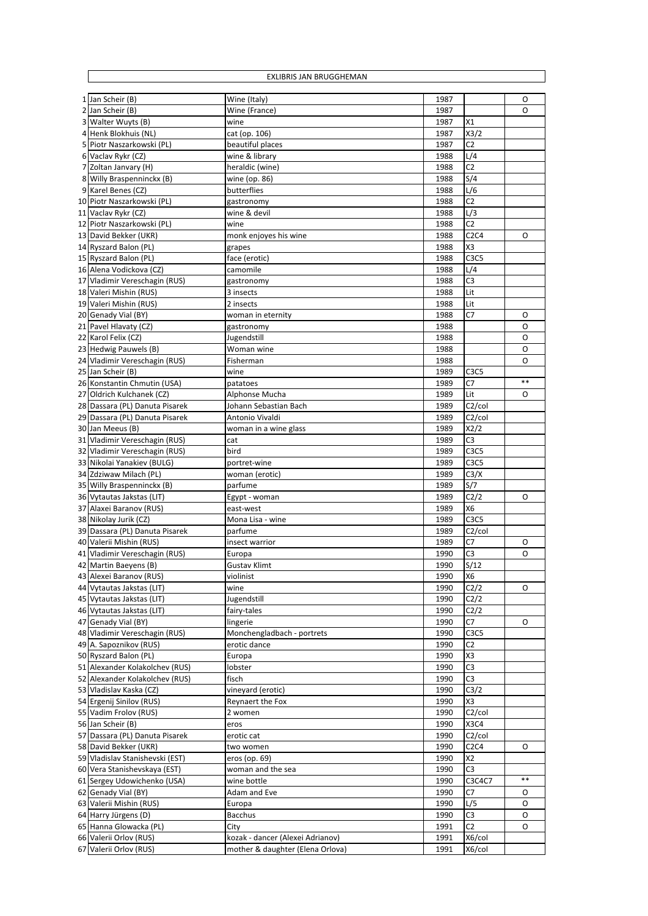# EXLIBRIS JAN BRUGGHEMAN

| | | | | | |
|---|---|---|---|---|---|
| 1 | Jan Scheir (B) | Wine (Italy) | 1987 | | O |
| 2 | Jan Scheir (B) | Wine (France) | 1987 | | O |
| 3 | Walter Wuyts (B) | wine | 1987 | X1 | |
| 4 | Henk Blokhuis (NL) | cat (op. 106) | 1987 | X3/2 | |
| 5 | Piotr Naszarkowski (PL) | beautiful places | 1987 | C2 | |
| 6 | Vaclav Rykr (CZ) | wine & library | 1988 | L/4 | |
| 7 | Zoltan Janvary (H) | heraldic (wine) | 1988 | C2 | |
| 8 | Willy Braspenninckx (B) | wine (op. 86) | 1988 | S/4 | |
| 9 | Karel Benes (CZ) | butterflies | 1988 | L/6 | |
| 10 | Piotr Naszarkowski (PL) | gastronomy | 1988 | C2 | |
| 11 | Vaclav Rykr (CZ) | wine & devil | 1988 | L/3 | |
| 12 | Piotr Naszarkowski (PL) | wine | 1988 | C2 | |
| 13 | David Bekker (UKR) | monk enjoyes his wine | 1988 | C2C4 | O |
| 14 | Ryszard Balon (PL) | grapes | 1988 | X3 | |
| 15 | Ryszard Balon (PL) | face (erotic) | 1988 | C3C5 | |
| 16 | Alena Vodickova (CZ) | camomile | 1988 | L/4 | |
| 17 | Vladimir Vereschagin (RUS) | gastronomy | 1988 | C3 | |
| 18 | Valeri Mishin (RUS) | 3 insects | 1988 | Lit | |
| 19 | Valeri Mishin (RUS) | 2 insects | 1988 | Lit | |
| 20 | Genady Vial (BY) | woman in eternity | 1988 | C7 | O |
| 21 | Pavel Hlavaty (CZ) | gastronomy | 1988 | | O |
| 22 | Karol Felix (CZ) | Jugendstill | 1988 | | O |
| 23 | Hedwig Pauwels (B) | Woman wine | 1988 | | O |
| 24 | Vladimir Vereschagin (RUS) | Fisherman | 1988 | | O |
| 25 | Jan Scheir (B) | wine | 1989 | C3C5 | |
| 26 | Konstantin Chmutin (USA) | patatoes | 1989 | C7 | ** |
| 27 | Oldrich Kulchanek (CZ) | Alphonse Mucha | 1989 | Lit | O |
| 28 | Dassara (PL) Danuta Pisarek | Johann Sebastian Bach | 1989 | C2/col | |
| 29 | Dassara (PL) Danuta Pisarek | Antonio Vivaldi | 1989 | C2/col | |
| 30 | Jan Meeus (B) | woman in a wine glass | 1989 | X2/2 | |
| 31 | Vladimir Vereschagin (RUS) | cat | 1989 | C3 | |
| 32 | Vladimir Vereschagin (RUS) | bird | 1989 | C3C5 | |
| 33 | Nikolai Yanakiev (BULG) | portret-wine | 1989 | C3C5 | |
| 34 | Zdziwaw Milach (PL) | woman (erotic) | 1989 | C3/X | |
| 35 | Willy Braspenninckx (B) | parfume | 1989 | S/7 | |
| 36 | Vytautas Jakstas (LIT) | Egypt - woman | 1989 | C2/2 | O |
| 37 | Alaxei Baranov (RUS) | east-west | 1989 | X6 | |
| 38 | Nikolay Jurik (CZ) | Mona Lisa - wine | 1989 | C3C5 | |
| 39 | Dassara (PL) Danuta Pisarek | parfume | 1989 | C2/col | |
| 40 | Valerii Mishin (RUS) | insect warrior | 1989 | C7 | O |
| 41 | Vladimir Vereschagin (RUS) | Europa | 1990 | C3 | O |
| 42 | Martin Baeyens (B) | Gustav Klimt | 1990 | S/12 | |
| 43 | Alexei Baranov (RUS) | violinist | 1990 | X6 | |
| 44 | Vytautas Jakstas (LIT) | wine | 1990 | C2/2 | O |
| 45 | Vytautas Jakstas (LIT) | Jugendstill | 1990 | C2/2 | |
| 46 | Vytautas Jakstas (LIT) | fairy-tales | 1990 | C2/2 | |
| 47 | Genady Vial (BY) | lingerie | 1990 | C7 | O |
| 48 | Vladimir Vereschagin (RUS) | Monchengladbach - portrets | 1990 | C3C5 | |
| 49 | A. Sapoznikov (RUS) | erotic dance | 1990 | C2 | |
| 50 | Ryszard Balon (PL) | Europa | 1990 | X3 | |
| 51 | Alexander Kolakolchev (RUS) | lobster | 1990 | C3 | |
| 52 | Alexander Kolakolchev (RUS) | fisch | 1990 | C3 | |
| 53 | Vladislav Kaska (CZ) | vineyard (erotic) | 1990 | C3/2 | |
| 54 | Ergenij Sinilov (RUS) | Reynaert the Fox | 1990 | X3 | |
| 55 | Vadim Frolov (RUS) | 2 women | 1990 | C2/col | |
| 56 | Jan Scheir (B) | eros | 1990 | X3C4 | |
| 57 | Dassara (PL) Danuta Pisarek | erotic cat | 1990 | C2/col | |
| 58 | David Bekker (UKR) | two women | 1990 | C2C4 | O |
| 59 | Vladislav Stanishevski (EST) | eros (op. 69) | 1990 | X2 | |
| 60 | Vera Stanishevskaya (EST) | woman and the sea | 1990 | C3 | |
| 61 | Sergey Udowichenko (USA) | wine bottle | 1990 | C3C4C7 | ** |
| 62 | Genady Vial (BY) | Adam and Eve | 1990 | C7 | O |
| 63 | Valerii Mishin (RUS) | Europa | 1990 | L/5 | O |
| 64 | Harry Jürgens (D) | Bacchus | 1990 | C3 | O |
| 65 | Hanna Glowacka (PL) | City | 1991 | C2 | O |
| 66 | Valerii Orlov (RUS) | kozak - dancer (Alexei Adrianov) | 1991 | X6/col | |
| 67 | Valerii Orlov (RUS) | mother & daughter (Elena Orlova) | 1991 | X6/col | |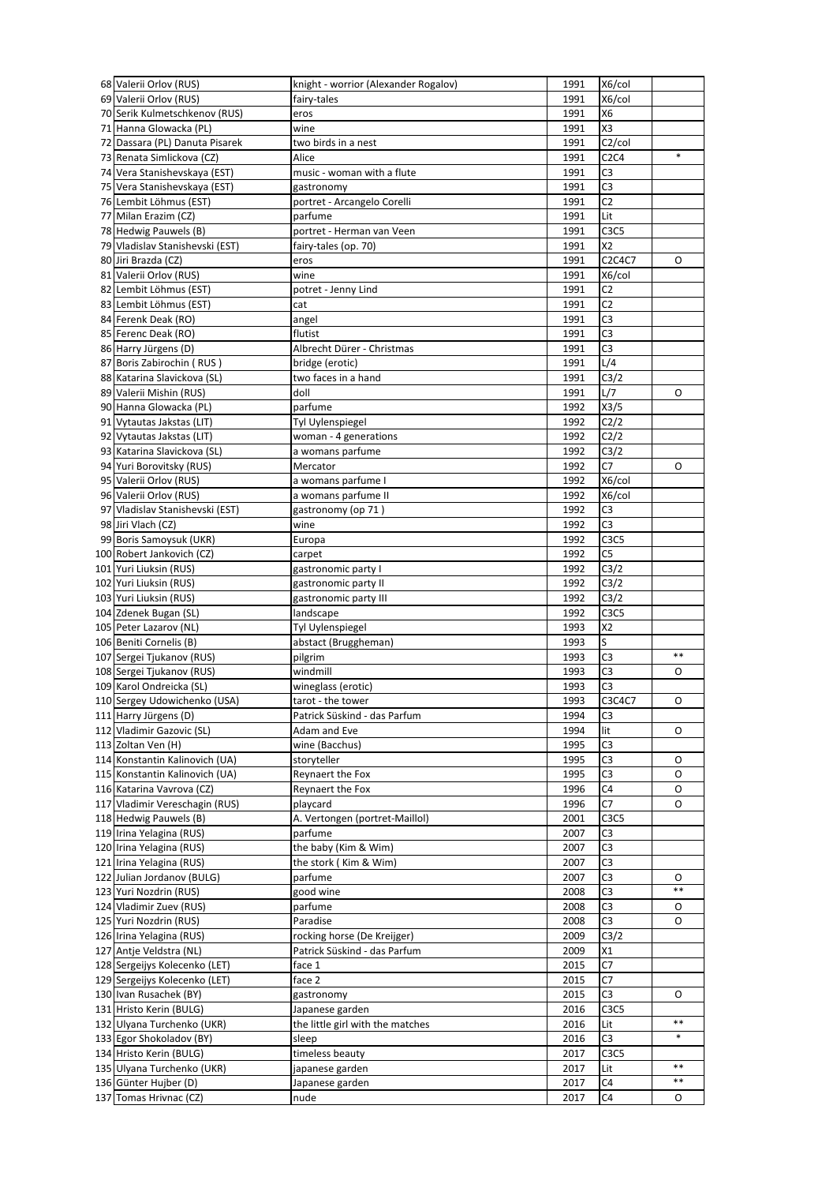| | | | | | |
|---|---|---|---|---|---|
| 68 | Valerii Orlov (RUS) | knight - worrior (Alexander Rogalov) | 1991 | X6/col | |
| 69 | Valerii Orlov (RUS) | fairy-tales | 1991 | X6/col | |
| 70 | Serik Kulmetschkenov (RUS) | eros | 1991 | X6 | |
| 71 | Hanna Glowacka (PL) | wine | 1991 | X3 | |
| 72 | Dassara (PL) Danuta Pisarek | two birds in a nest | 1991 | C2/col | |
| 73 | Renata Simlickova (CZ) | Alice | 1991 | C2C4 | * |
| 74 | Vera Stanishevskaya (EST) | music - woman with a flute | 1991 | C3 | |
| 75 | Vera Stanishevskaya (EST) | gastronomy | 1991 | C3 | |
| 76 | Lembit Löhmus (EST) | portret - Arcangelo Corelli | 1991 | C2 | |
| 77 | Milan Erazim (CZ) | parfume | 1991 | Lit | |
| 78 | Hedwig Pauwels (B) | portret - Herman van Veen | 1991 | C3C5 | |
| 79 | Vladislav Stanishevski (EST) | fairy-tales (op. 70) | 1991 | X2 | |
| 80 | Jiri Brazda (CZ) | eros | 1991 | C2C4C7 | O |
| 81 | Valerii Orlov (RUS) | wine | 1991 | X6/col | |
| 82 | Lembit Löhmus (EST) | potret - Jenny Lind | 1991 | C2 | |
| 83 | Lembit Löhmus (EST) | cat | 1991 | C2 | |
| 84 | Ferenk Deak (RO) | angel | 1991 | C3 | |
| 85 | Ferenc Deak (RO) | flutist | 1991 | C3 | |
| 86 | Harry Jürgens (D) | Albrecht Dürer - Christmas | 1991 | C3 | |
| 87 | Boris Zabirochin ( RUS ) | bridge (erotic) | 1991 | L/4 | |
| 88 | Katarina Slavickova (SL) | two faces in a hand | 1991 | C3/2 | |
| 89 | Valerii Mishin (RUS) | doll | 1991 | L/7 | O |
| 90 | Hanna Glowacka (PL) | parfume | 1992 | X3/5 | |
| 91 | Vytautas Jakstas (LIT) | Tyl Uylenspiegel | 1992 | C2/2 | |
| 92 | Vytautas Jakstas (LIT) | woman - 4 generations | 1992 | C2/2 | |
| 93 | Katarina Slavickova (SL) | a womans parfume | 1992 | C3/2 | |
| 94 | Yuri Borovitsky (RUS) | Mercator | 1992 | C7 | O |
| 95 | Valerii Orlov (RUS) | a womans parfume I | 1992 | X6/col | |
| 96 | Valerii Orlov (RUS) | a womans parfume II | 1992 | X6/col | |
| 97 | Vladislav Stanishevski (EST) | gastronomy (op 71 ) | 1992 | C3 | |
| 98 | Jiri Vlach (CZ) | wine | 1992 | C3 | |
| 99 | Boris Samoysuk (UKR) | Europa | 1992 | C3C5 | |
| 100 | Robert Jankovich (CZ) | carpet | 1992 | C5 | |
| 101 | Yuri Liuksin (RUS) | gastronomic party I | 1992 | C3/2 | |
| 102 | Yuri Liuksin (RUS) | gastronomic party II | 1992 | C3/2 | |
| 103 | Yuri Liuksin (RUS) | gastronomic party III | 1992 | C3/2 | |
| 104 | Zdenek Bugan (SL) | landscape | 1992 | C3C5 | |
| 105 | Peter Lazarov (NL) | Tyl Uylenspiegel | 1993 | X2 | |
| 106 | Beniti Cornelis (B) | abstact (Bruggheman) | 1993 | S | |
| 107 | Sergei Tjukanov (RUS) | pilgrim | 1993 | C3 | ** |
| 108 | Sergei Tjukanov (RUS) | windmill | 1993 | C3 | O |
| 109 | Karol Ondreicka (SL) | wineglass (erotic) | 1993 | C3 | |
| 110 | Sergey Udowichenko (USA) | tarot - the tower | 1993 | C3C4C7 | O |
| 111 | Harry Jürgens (D) | Patrick Süskind - das Parfum | 1994 | C3 | |
| 112 | Vladimir Gazovic (SL) | Adam and Eve | 1994 | lit | O |
| 113 | Zoltan Ven (H) | wine (Bacchus) | 1995 | C3 | |
| 114 | Konstantin Kalinovich (UA) | storyteller | 1995 | C3 | O |
| 115 | Konstantin Kalinovich (UA) | Reynaert the Fox | 1995 | C3 | O |
| 116 | Katarina Vavrova (CZ) | Reynaert the Fox | 1996 | C4 | O |
| 117 | Vladimir Vereschagin (RUS) | playcard | 1996 | C7 | O |
| 118 | Hedwig Pauwels (B) | A. Vertongen (portret-Maillol) | 2001 | C3C5 | |
| 119 | Irina Yelagina (RUS) | parfume | 2007 | C3 | |
| 120 | Irina Yelagina (RUS) | the baby (Kim & Wim) | 2007 | C3 | |
| 121 | Irina Yelagina (RUS) | the stork ( Kim & Wim) | 2007 | C3 | |
| 122 | Julian Jordanov (BULG) | parfume | 2007 | C3 | O |
| 123 | Yuri Nozdrin (RUS) | good wine | 2008 | C3 | ** |
| 124 | Vladimir Zuev (RUS) | parfume | 2008 | C3 | O |
| 125 | Yuri Nozdrin (RUS) | Paradise | 2008 | C3 | O |
| 126 | Irina Yelagina (RUS) | rocking horse (De Kreijger) | 2009 | C3/2 | |
| 127 | Antje Veldstra (NL) | Patrick Süskind - das Parfum | 2009 | X1 | |
| 128 | Sergeijys Kolecenko (LET) | face 1 | 2015 | C7 | |
| 129 | Sergeijys Kolecenko (LET) | face 2 | 2015 | C7 | |
| 130 | Ivan Rusachek (BY) | gastronomy | 2015 | C3 | O |
| 131 | Hristo Kerin (BULG) | Japanese garden | 2016 | C3C5 | |
| 132 | Ulyana Turchenko (UKR) | the little girl with the matches | 2016 | Lit | ** |
| 133 | Egor Shokoladov (BY) | sleep | 2016 | C3 | * |
| 134 | Hristo Kerin (BULG) | timeless beauty | 2017 | C3C5 | |
| 135 | Ulyana Turchenko (UKR) | japanese garden | 2017 | Lit | ** |
| 136 | Günter Hujber (D) | Japanese garden | 2017 | C4 | ** |
| 137 | Tomas Hrivnac (CZ) | nude | 2017 | C4 | O |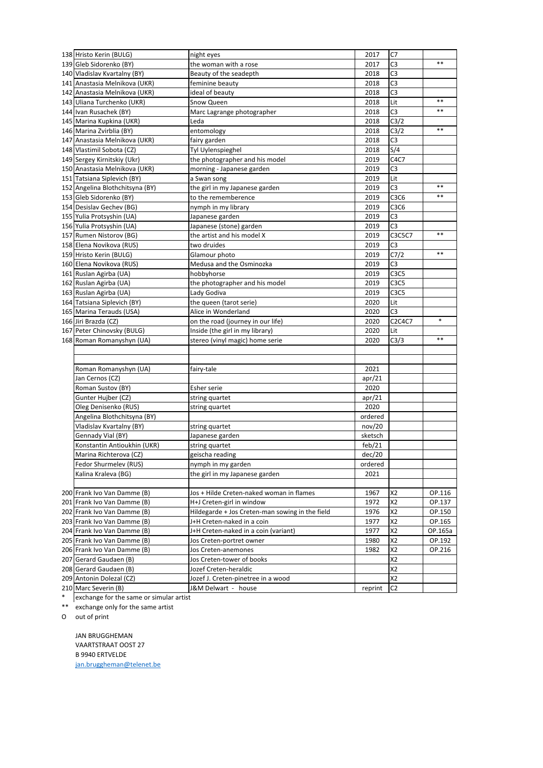| | | | | | |
|---|---|---|---|---|---|
| 138 | Hristo Kerin (BULG) | night eyes | 2017 | C7 | |
| 139 | Gleb Sidorenko (BY) | the woman with a rose | 2017 | C3 | ** |
| 140 | Vladislav Kvartalny (BY) | Beauty of the seadepth | 2018 | C3 | |
| 141 | Anastasia Melnikova (UKR) | feminine beauty | 2018 | C3 | |
| 142 | Anastasia Melnikova (UKR) | ideal of beauty | 2018 | C3 | |
| 143 | Uliana Turchenko (UKR) | Snow Queen | 2018 | Lit | ** |
| 144 | Ivan Rusachek (BY) | Marc Lagrange photographer | 2018 | C3 | ** |
| 145 | Marina Kupkina (UKR) | Leda | 2018 | C3/2 | |
| 146 | Marina Zvirblia (BY) | entomology | 2018 | C3/2 | ** |
| 147 | Anastasia Melnikova (UKR) | fairy garden | 2018 | C3 | |
| 148 | Vlastimil Sobota (CZ) | Tyl Uylenspieghel | 2018 | S/4 | |
| 149 | Sergey Kirnitskiy (Ukr) | the photographer and his model | 2019 | C4C7 | |
| 150 | Anastasia Melnikova (UKR) | morning - Japanese garden | 2019 | C3 | |
| 151 | Tatsiana Siplevich (BY) | a Swan song | 2019 | Lit | |
| 152 | Angelina Blothchitsyna (BY) | the girl in my Japanese garden | 2019 | C3 | ** |
| 153 | Gleb Sidorenko (BY) | to the rememberence | 2019 | C3C6 | ** |
| 154 | Desislav Gechev (BG) | nymph in my library | 2019 | C3C6 | |
| 155 | Yulia Protsyshin (UA) | Japanese garden | 2019 | C3 | |
| 156 | Yulia Protsyshin (UA) | Japanese (stone) garden | 2019 | C3 | |
| 157 | Rumen Nistorov (BG) | the artist and his model X | 2019 | C3C5C7 | ** |
| 158 | Elena Novikova (RUS) | two druides | 2019 | C3 | |
| 159 | Hristo Kerin (BULG) | Glamour photo | 2019 | C7/2 | ** |
| 160 | Elena Novikova (RUS) | Medusa and the Osminozka | 2019 | C3 | |
| 161 | Ruslan Agirba (UA) | hobbyhorse | 2019 | C3C5 | |
| 162 | Ruslan Agirba (UA) | the photographer and his model | 2019 | C3C5 | |
| 163 | Ruslan Agirba (UA) | Lady Godiva | 2019 | C3C5 | |
| 164 | Tatsiana Siplevich (BY) | the queen (tarot serie) | 2020 | Lit | |
| 165 | Marina Terauds (USA) | Alice in Wonderland | 2020 | C3 | |
| 166 | Jiri Brazda (CZ) | on the road (journey in our life) | 2020 | C2C4C7 | * |
| 167 | Peter Chinovsky (BULG) | Inside (the girl in my library) | 2020 | Lit | |
| 168 | Roman Romanyshyn (UA) | stereo (vinyl magic) home serie | 2020 | C3/3 | ** |
| | | | | | |
| | | | | | |
| | Roman Romanyshyn (UA) | fairy-tale | 2021 | | |
| | Jan Cernos (CZ) | | apr/21 | | |
| | Roman Sustov (BY) | Esher serie | 2020 | | |
| | Gunter Hujber (CZ) | string quartet | apr/21 | | |
| | Oleg Denisenko (RUS) | string quartet | 2020 | | |
| | Angelina Blothchitsyna (BY) | | ordered | | |
| | Vladislav Kvartalny (BY) | string quartet | nov/20 | | |
| | Gennady Vial (BY) | Japanese garden | sketsch | | |
| | Konstantin Antioukhin (UKR) | string quartet | feb/21 | | |
| | Marina Richterova (CZ) | geischa reading | dec/20 | | |
| | Fedor Shurmelev (RUS) | nymph in my garden | ordered | | |
| | Kalina Kraleva (BG) | the girl in my Japanese garden | 2021 | | |
| | | | | | |
| 200 | Frank Ivo Van Damme (B) | Jos + Hilde Creten-naked woman in flames | 1967 | X2 | OP.116 |
| 201 | Frank Ivo Van Damme (B) | H+J Creten-girl in window | 1972 | X2 | OP.137 |
| 202 | Frank Ivo Van Damme (B) | Hildegarde + Jos Creten-man sowing in the field | 1976 | X2 | OP.150 |
| 203 | Frank Ivo Van Damme (B) | J+H Creten-naked in a coin | 1977 | X2 | OP.165 |
| 204 | Frank Ivo Van Damme (B) | J+H Creten-naked in a coin (variant) | 1977 | X2 | OP.165a |
| 205 | Frank Ivo Van Damme (B) | Jos Creten-portret owner | 1980 | X2 | OP.192 |
| 206 | Frank Ivo Van Damme (B) | Jos Creten-anemones | 1982 | X2 | OP.216 |
| 207 | Gerard Gaudaen (B) | Jos Creten-tower of books | | X2 | |
| 208 | Gerard Gaudaen (B) | Jozef Creten-heraldic | | X2 | |
| 209 | Antonin Dolezal (CZ) | Jozef J. Creten-pinetree in a wood | | X2 | |
| 210 | Marc Severin (B) | J&M Delwart - house | reprint | C2 | |

\* exchange for the same or simular artist

** exchange only for the same artist

O out of print

JAN BRUGGHEMAN
VAARTSTRAAT OOST 27
B 9940 ERTVELDE
jan.bruggheman@telenet.be